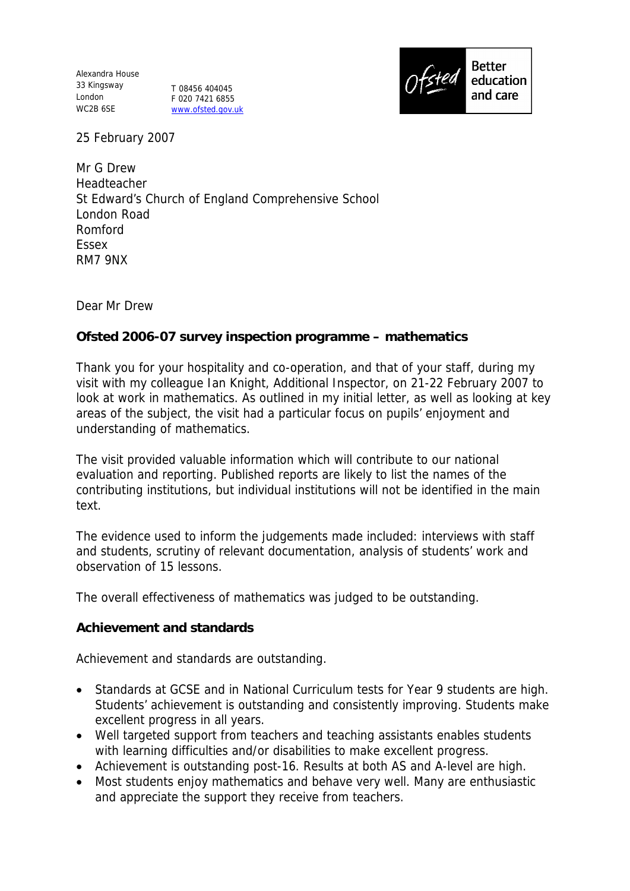Alexandra House
33 Kingsway
London
WC2B 6SE

T 08456 404045
F 020 7421 6855
www.ofsted.gov.uk

Ofsted Better education and care

25 February 2007

Mr G Drew
Headteacher
St Edward's Church of England Comprehensive School
London Road
Romford
Essex
RM7 9NX

Dear Mr Drew

**Ofsted 2006-07 survey inspection programme – mathematics**

Thank you for your hospitality and co-operation, and that of your staff, during my visit with my colleague Ian Knight, Additional Inspector, on 21-22 February 2007 to look at work in mathematics. As outlined in my initial letter, as well as looking at key areas of the subject, the visit had a particular focus on pupils' enjoyment and understanding of mathematics.

The visit provided valuable information which will contribute to our national evaluation and reporting. Published reports are likely to list the names of the contributing institutions, but individual institutions will not be identified in the main text.

The evidence used to inform the judgements made included: interviews with staff and students, scrutiny of relevant documentation, analysis of students' work and observation of 15 lessons.

The overall effectiveness of mathematics was judged to be outstanding.

**Achievement and standards**

Achievement and standards are outstanding.

- Standards at GCSE and in National Curriculum tests for Year 9 students are high. Students' achievement is outstanding and consistently improving. Students make excellent progress in all years.
- Well targeted support from teachers and teaching assistants enables students with learning difficulties and/or disabilities to make excellent progress.
- Achievement is outstanding post-16. Results at both AS and A-level are high.
- Most students enjoy mathematics and behave very well. Many are enthusiastic and appreciate the support they receive from teachers.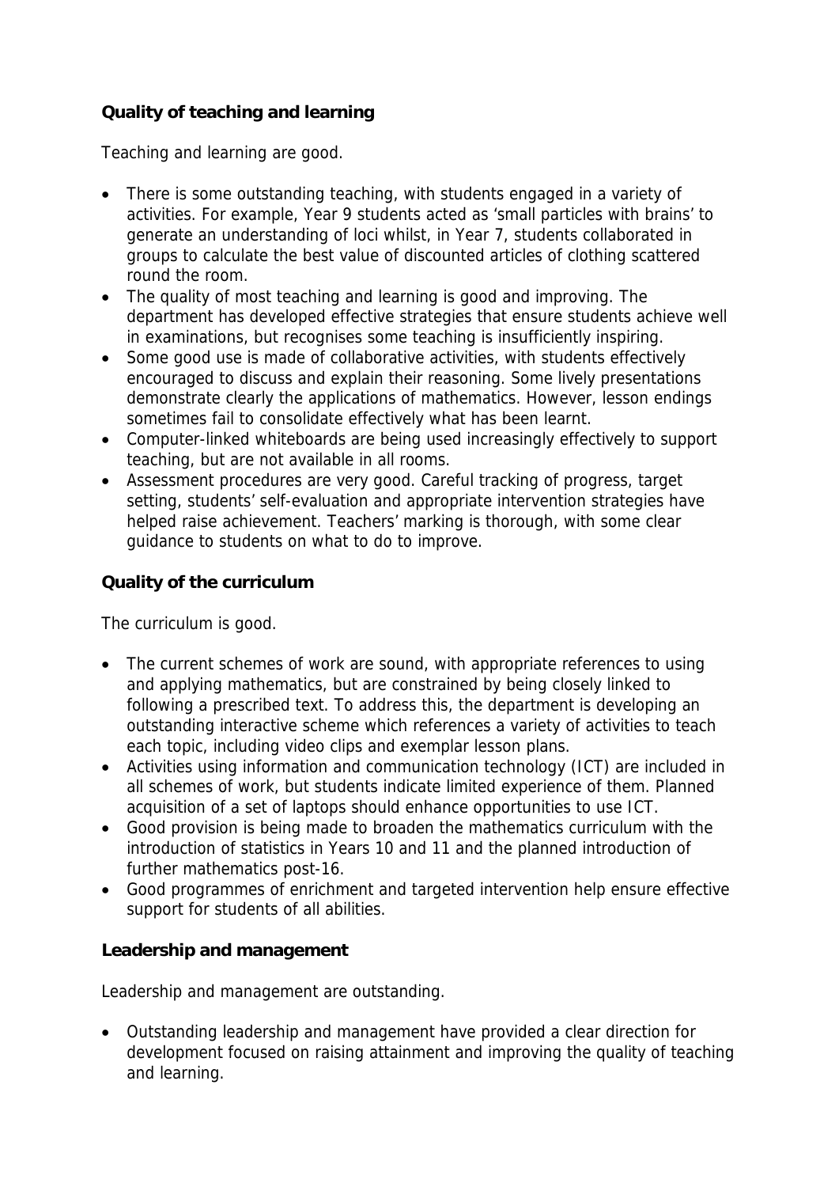**Quality of teaching and learning**

Teaching and learning are good.

- There is some outstanding teaching, with students engaged in a variety of activities. For example, Year 9 students acted as 'small particles with brains' to generate an understanding of loci whilst, in Year 7, students collaborated in groups to calculate the best value of discounted articles of clothing scattered round the room.
- The quality of most teaching and learning is good and improving. The department has developed effective strategies that ensure students achieve well in examinations, but recognises some teaching is insufficiently inspiring.
- Some good use is made of collaborative activities, with students effectively encouraged to discuss and explain their reasoning. Some lively presentations demonstrate clearly the applications of mathematics. However, lesson endings sometimes fail to consolidate effectively what has been learnt.
- Computer-linked whiteboards are being used increasingly effectively to support teaching, but are not available in all rooms.
- Assessment procedures are very good. Careful tracking of progress, target setting, students' self-evaluation and appropriate intervention strategies have helped raise achievement. Teachers' marking is thorough, with some clear guidance to students on what to do to improve.

**Quality of the curriculum**

The curriculum is good.

- The current schemes of work are sound, with appropriate references to using and applying mathematics, but are constrained by being closely linked to following a prescribed text. To address this, the department is developing an outstanding interactive scheme which references a variety of activities to teach each topic, including video clips and exemplar lesson plans.
- Activities using information and communication technology (ICT) are included in all schemes of work, but students indicate limited experience of them. Planned acquisition of a set of laptops should enhance opportunities to use ICT.
- Good provision is being made to broaden the mathematics curriculum with the introduction of statistics in Years 10 and 11 and the planned introduction of further mathematics post-16.
- Good programmes of enrichment and targeted intervention help ensure effective support for students of all abilities.

**Leadership and management**

Leadership and management are outstanding.

- Outstanding leadership and management have provided a clear direction for development focused on raising attainment and improving the quality of teaching and learning.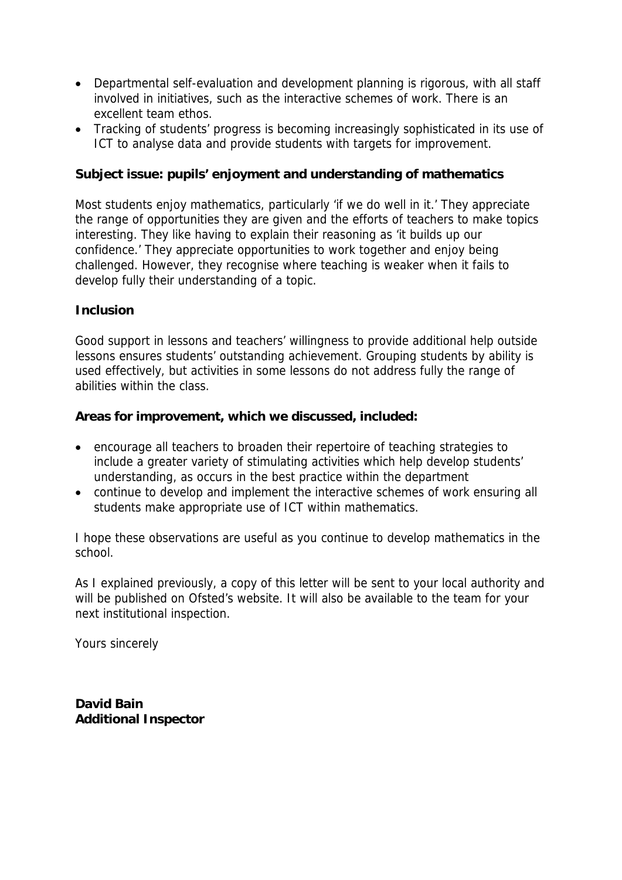- Departmental self-evaluation and development planning is rigorous, with all staff involved in initiatives, such as the interactive schemes of work. There is an excellent team ethos.
- Tracking of students' progress is becoming increasingly sophisticated in its use of ICT to analyse data and provide students with targets for improvement.

**Subject issue: pupils' enjoyment and understanding of mathematics**

Most students enjoy mathematics, particularly 'if we do well in it.' They appreciate the range of opportunities they are given and the efforts of teachers to make topics interesting. They like having to explain their reasoning as 'it builds up our confidence.' They appreciate opportunities to work together and enjoy being challenged. However, they recognise where teaching is weaker when it fails to develop fully their understanding of a topic.

**Inclusion**

Good support in lessons and teachers' willingness to provide additional help outside lessons ensures students' outstanding achievement. Grouping students by ability is used effectively, but activities in some lessons do not address fully the range of abilities within the class.

**Areas for improvement, which we discussed, included:**

- encourage all teachers to broaden their repertoire of teaching strategies to include a greater variety of stimulating activities which help develop students' understanding, as occurs in the best practice within the department
- continue to develop and implement the interactive schemes of work ensuring all students make appropriate use of ICT within mathematics.

I hope these observations are useful as you continue to develop mathematics in the school.

As I explained previously, a copy of this letter will be sent to your local authority and will be published on Ofsted's website. It will also be available to the team for your next institutional inspection.

Yours sincerely

**David Bain**
**Additional Inspector**